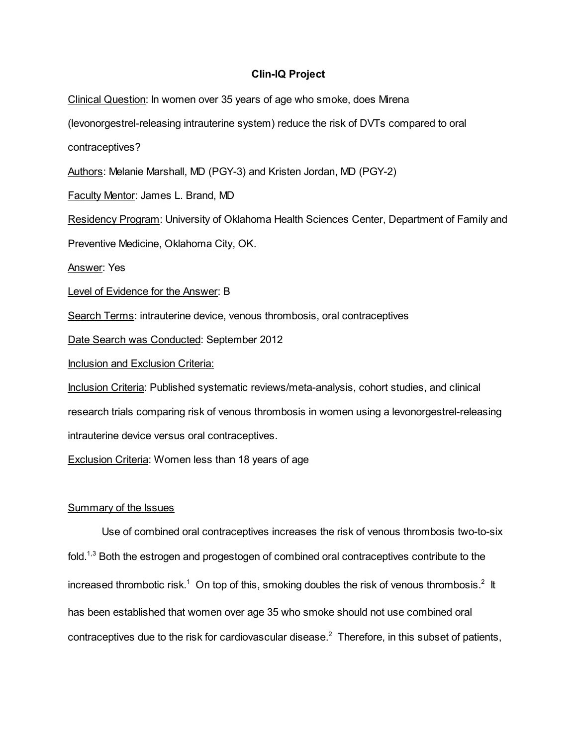# Clin-IQ Project

Clinical Question: In women over 35 years of age who smoke, does Mirena (levonorgestrel-releasing intrauterine system) reduce the risk of DVTs compared to oral contraceptives?

Authors: Melanie Marshall, MD (PGY-3) and Kristen Jordan, MD (PGY-2)

Faculty Mentor: James L. Brand, MD

Residency Program: University of Oklahoma Health Sciences Center, Department of Family and Preventive Medicine, Oklahoma City, OK.

Answer: Yes

Level of Evidence for the Answer: B

Search Terms: intrauterine device, venous thrombosis, oral contraceptives

Date Search was Conducted: September 2012

Inclusion and Exclusion Criteria:

Inclusion Criteria: Published systematic reviews/meta-analysis, cohort studies, and clinical research trials comparing risk of venous thrombosis in women using a levonorgestrel-releasing intrauterine device versus oral contraceptives.

Exclusion Criteria: Women less than 18 years of age

## Summary of the Issues

Use of combined oral contraceptives increases the risk of venous thrombosis two-to-six fold.[1,3] Both the estrogen and progestogen of combined oral contraceptives contribute to the increased thrombotic risk.[1] On top of this, smoking doubles the risk of venous thrombosis.[2] It has been established that women over age 35 who smoke should not use combined oral contraceptives due to the risk for cardiovascular disease.[2] Therefore, in this subset of patients,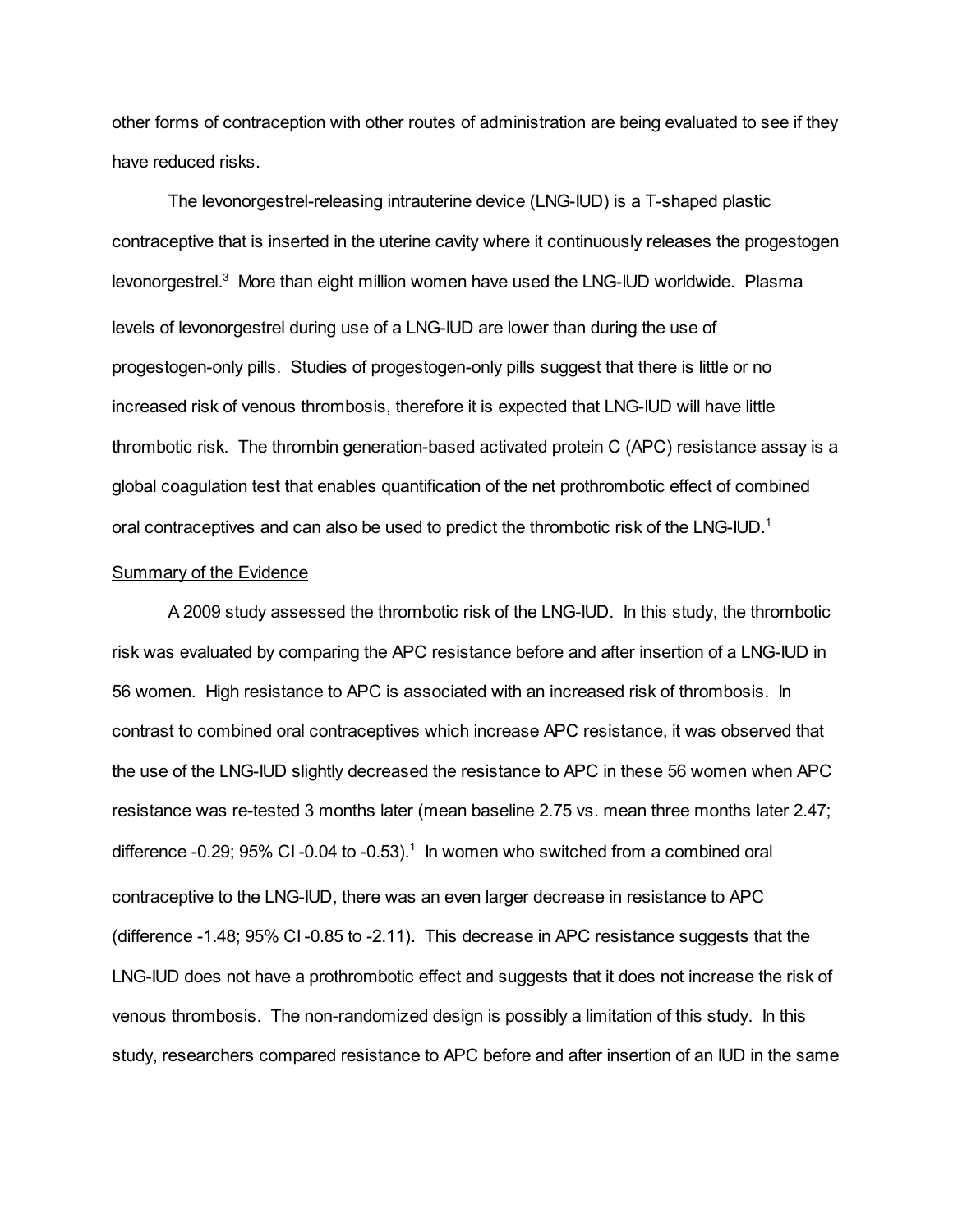other forms of contraception with other routes of administration are being evaluated to see if they have reduced risks.

The levonorgestrel-releasing intrauterine device (LNG-IUD) is a T-shaped plastic contraceptive that is inserted in the uterine cavity where it continuously releases the progestogen levonorgestrel.[3] More than eight million women have used the LNG-IUD worldwide. Plasma levels of levonorgestrel during use of a LNG-IUD are lower than during the use of progestogen-only pills. Studies of progestogen-only pills suggest that there is little or no increased risk of venous thrombosis, therefore it is expected that LNG-IUD will have little thrombotic risk. The thrombin generation-based activated protein C (APC) resistance assay is a global coagulation test that enables quantification of the net prothrombotic effect of combined oral contraceptives and can also be used to predict the thrombotic risk of the LNG-IUD.[1]

<u>Summary of the Evidence</u>

A 2009 study assessed the thrombotic risk of the LNG-IUD. In this study, the thrombotic risk was evaluated by comparing the APC resistance before and after insertion of a LNG-IUD in 56 women. High resistance to APC is associated with an increased risk of thrombosis. In contrast to combined oral contraceptives which increase APC resistance, it was observed that the use of the LNG-IUD slightly decreased the resistance to APC in these 56 women when APC resistance was re-tested 3 months later (mean baseline 2.75 vs. mean three months later 2.47; difference -0.29; 95% CI -0.04 to -0.53).[1] In women who switched from a combined oral contraceptive to the LNG-IUD, there was an even larger decrease in resistance to APC (difference -1.48; 95% CI -0.85 to -2.11). This decrease in APC resistance suggests that the LNG-IUD does not have a prothrombotic effect and suggests that it does not increase the risk of venous thrombosis. The non-randomized design is possibly a limitation of this study. In this study, researchers compared resistance to APC before and after insertion of an IUD in the same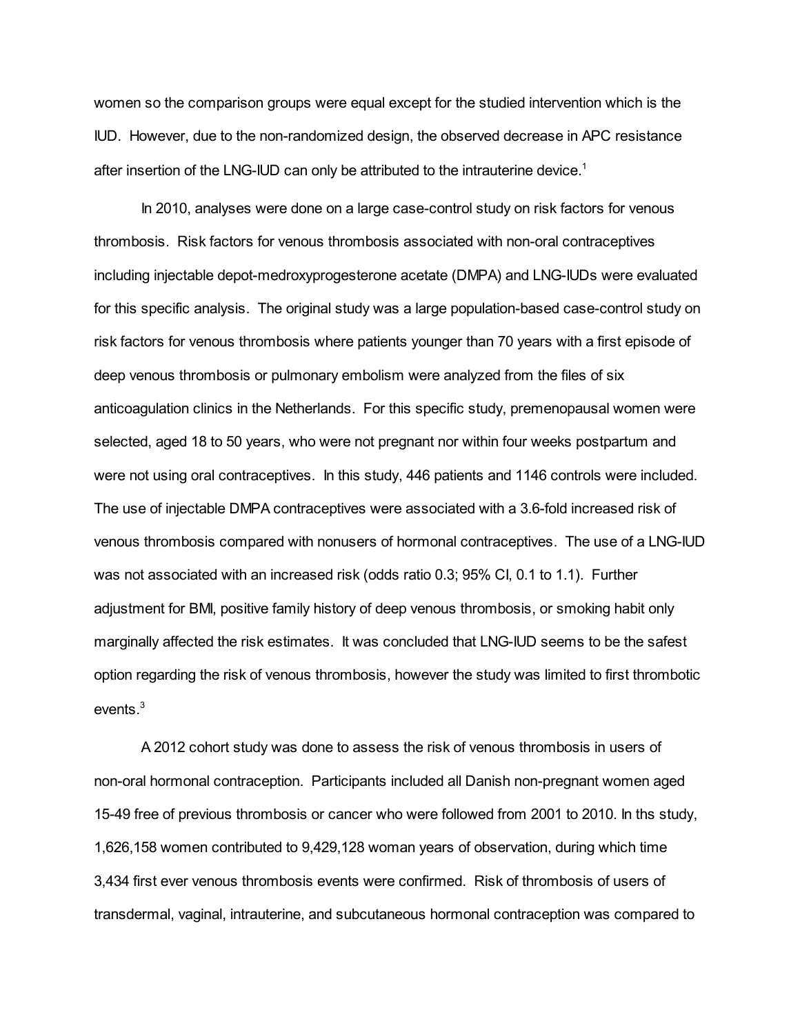women so the comparison groups were equal except for the studied intervention which is the IUD. However, due to the non-randomized design, the observed decrease in APC resistance after insertion of the LNG-IUD can only be attributed to the intrauterine device.[1]

In 2010, analyses were done on a large case-control study on risk factors for venous thrombosis. Risk factors for venous thrombosis associated with non-oral contraceptives including injectable depot-medroxyprogesterone acetate (DMPA) and LNG-IUDs were evaluated for this specific analysis. The original study was a large population-based case-control study on risk factors for venous thrombosis where patients younger than 70 years with a first episode of deep venous thrombosis or pulmonary embolism were analyzed from the files of six anticoagulation clinics in the Netherlands. For this specific study, premenopausal women were selected, aged 18 to 50 years, who were not pregnant nor within four weeks postpartum and were not using oral contraceptives. In this study, 446 patients and 1146 controls were included. The use of injectable DMPA contraceptives were associated with a 3.6-fold increased risk of venous thrombosis compared with nonusers of hormonal contraceptives. The use of a LNG-IUD was not associated with an increased risk (odds ratio 0.3; 95% CI, 0.1 to 1.1). Further adjustment for BMI, positive family history of deep venous thrombosis, or smoking habit only marginally affected the risk estimates. It was concluded that LNG-IUD seems to be the safest option regarding the risk of venous thrombosis, however the study was limited to first thrombotic events.[3]

A 2012 cohort study was done to assess the risk of venous thrombosis in users of non-oral hormonal contraception. Participants included all Danish non-pregnant women aged 15-49 free of previous thrombosis or cancer who were followed from 2001 to 2010. In ths study, 1,626,158 women contributed to 9,429,128 woman years of observation, during which time 3,434 first ever venous thrombosis events were confirmed. Risk of thrombosis of users of transdermal, vaginal, intrauterine, and subcutaneous hormonal contraception was compared to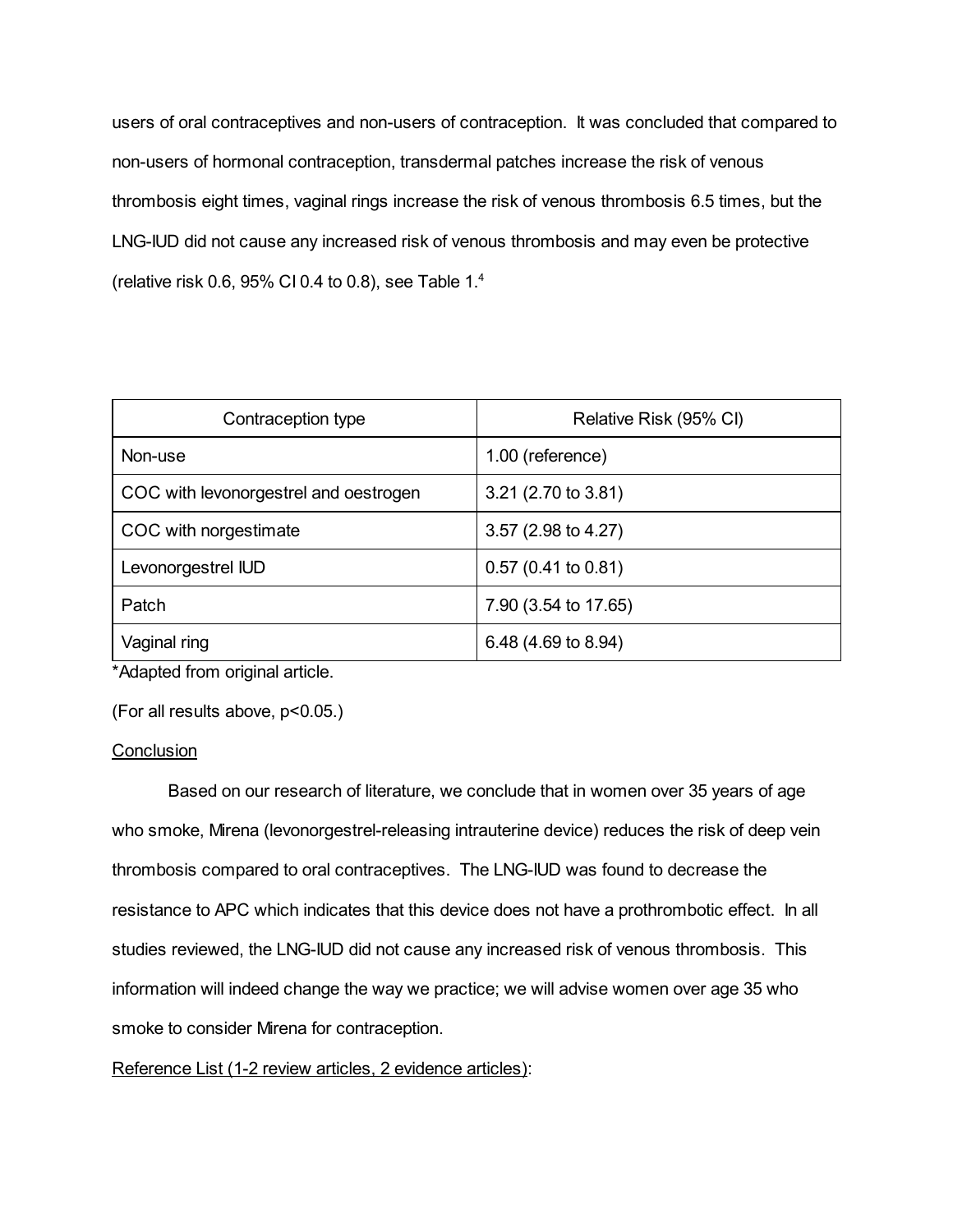users of oral contraceptives and non-users of contraception. It was concluded that compared to non-users of hormonal contraception, transdermal patches increase the risk of venous thrombosis eight times, vaginal rings increase the risk of venous thrombosis 6.5 times, but the LNG-IUD did not cause any increased risk of venous thrombosis and may even be protective (relative risk 0.6, 95% CI 0.4 to 0.8), see Table 1.[4]

| Contraception type | Relative Risk (95% CI) |
| --- | --- |
| Non-use | 1.00 (reference) |
| COC with levonorgestrel and oestrogen | 3.21 (2.70 to 3.81) |
| COC with norgestimate | 3.57 (2.98 to 4.27) |
| Levonorgestrel IUD | 0.57 (0.41 to 0.81) |
| Patch | 7.90 (3.54 to 17.65) |
| Vaginal ring | 6.48 (4.69 to 8.94) |

*Adapted from original article.

(For all results above, $p<0.05$.)

<u>Conclusion</u>

Based on our research of literature, we conclude that in women over 35 years of age who smoke, Mirena (levonorgestrel-releasing intrauterine device) reduces the risk of deep vein thrombosis compared to oral contraceptives. The LNG-IUD was found to decrease the resistance to APC which indicates that this device does not have a prothrombotic effect. In all studies reviewed, the LNG-IUD did not cause any increased risk of venous thrombosis. This information will indeed change the way we practice; we will advise women over age 35 who smoke to consider Mirena for contraception.

<u>Reference List (1-2 review articles, 2 evidence articles)</u>: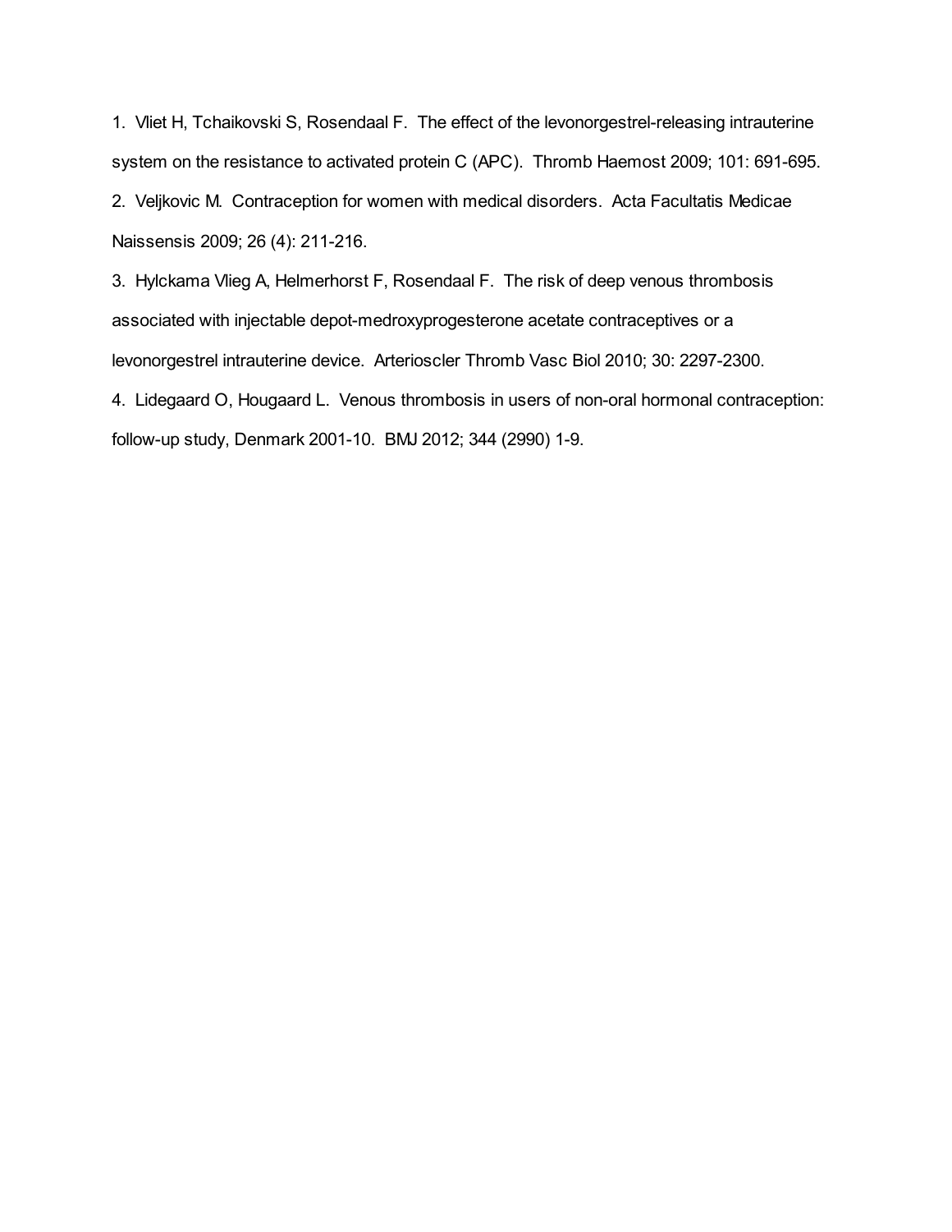1. Vliet H, Tchaikovski S, Rosendaal F. The effect of the levonorgestrel-releasing intrauterine system on the resistance to activated protein C (APC). Thromb Haemost 2009; 101: 691-695.
2. Veljkovic M. Contraception for women with medical disorders. Acta Facultatis Medicae Naissensis 2009; 26 (4): 211-216.
3. Hylckama Vlieg A, Helmerhorst F, Rosendaal F. The risk of deep venous thrombosis associated with injectable depot-medroxyprogesterone acetate contraceptives or a levonorgestrel intrauterine device. Arterioscler Thromb Vasc Biol 2010; 30: 2297-2300.
4. Lidegaard O, Hougaard L. Venous thrombosis in users of non-oral hormonal contraception: follow-up study, Denmark 2001-10. BMJ 2012; 344 (2990) 1-9.